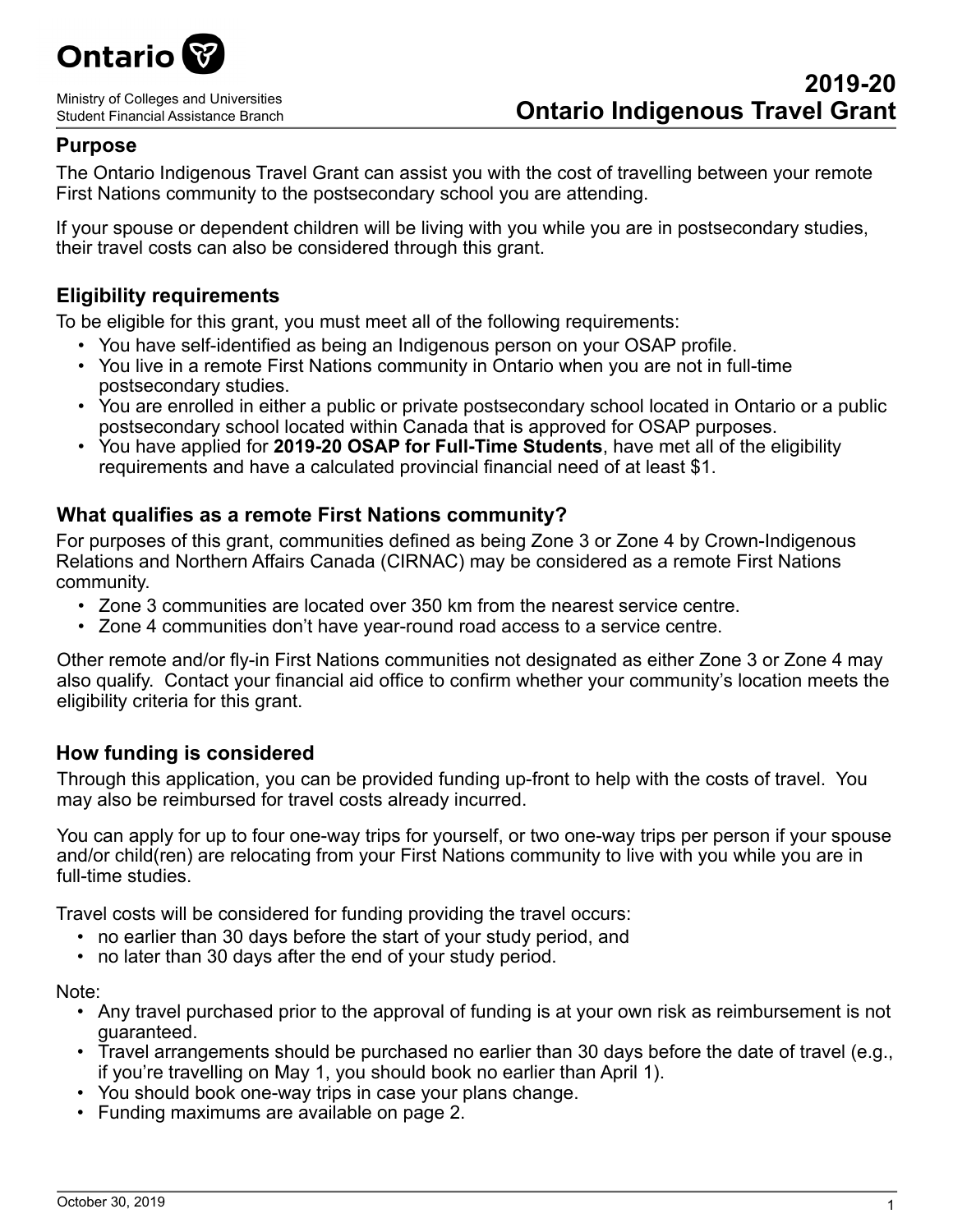Ontario

Ministry of Colleges and Universities
Student Financial Assistance Branch

# 2019-20 Ontario Indigenous Travel Grant

## Purpose

The Ontario Indigenous Travel Grant can assist you with the cost of travelling between your remote First Nations community to the postsecondary school you are attending.

If your spouse or dependent children will be living with you while you are in postsecondary studies, their travel costs can also be considered through this grant.

## Eligibility requirements

To be eligible for this grant, you must meet all of the following requirements:

- You have self-identified as being an Indigenous person on your OSAP profile.
- You live in a remote First Nations community in Ontario when you are not in full-time postsecondary studies.
- You are enrolled in either a public or private postsecondary school located in Ontario or a public postsecondary school located within Canada that is approved for OSAP purposes.
- You have applied for **2019-20 OSAP for Full-Time Students**, have met all of the eligibility requirements and have a calculated provincial financial need of at least $1.

## What qualifies as a remote First Nations community?

For purposes of this grant, communities defined as being Zone 3 or Zone 4 by Crown-Indigenous Relations and Northern Affairs Canada (CIRNAC) may be considered as a remote First Nations community.

- Zone 3 communities are located over 350 km from the nearest service centre.
- Zone 4 communities don't have year-round road access to a service centre.

Other remote and/or fly-in First Nations communities not designated as either Zone 3 or Zone 4 may also qualify. Contact your financial aid office to confirm whether your community's location meets the eligibility criteria for this grant.

## How funding is considered

Through this application, you can be provided funding up-front to help with the costs of travel. You may also be reimbursed for travel costs already incurred.

You can apply for up to four one-way trips for yourself, or two one-way trips per person if your spouse and/or child(ren) are relocating from your First Nations community to live with you while you are in full-time studies.

Travel costs will be considered for funding providing the travel occurs:

- no earlier than 30 days before the start of your study period, and
- no later than 30 days after the end of your study period.

Note:

- Any travel purchased prior to the approval of funding is at your own risk as reimbursement is not guaranteed.
- Travel arrangements should be purchased no earlier than 30 days before the date of travel (e.g., if you're travelling on May 1, you should book no earlier than April 1).
- You should book one-way trips in case your plans change.
- Funding maximums are available on page 2.

October 30, 2019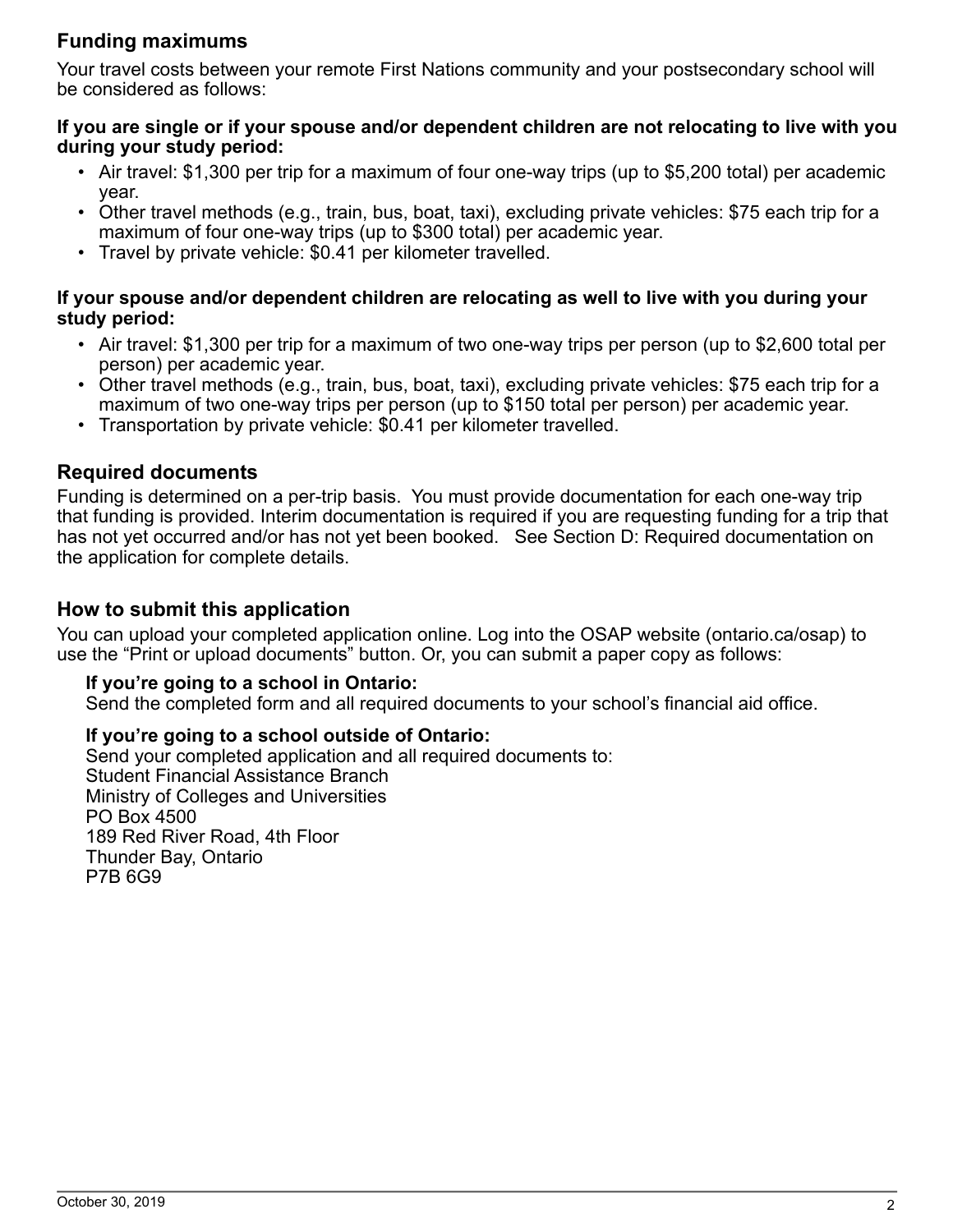## Funding maximums

Your travel costs between your remote First Nations community and your postsecondary school will be considered as follows:

**If you are single or if your spouse and/or dependent children are not relocating to live with you during your study period:**

- Air travel: $1,300 per trip for a maximum of four one-way trips (up to $5,200 total) per academic year.
- Other travel methods (e.g., train, bus, boat, taxi), excluding private vehicles: $75 each trip for a maximum of four one-way trips (up to $300 total) per academic year.
- Travel by private vehicle: $0.41 per kilometer travelled.

**If your spouse and/or dependent children are relocating as well to live with you during your study period:**

- Air travel: $1,300 per trip for a maximum of two one-way trips per person (up to $2,600 total per person) per academic year.
- Other travel methods (e.g., train, bus, boat, taxi), excluding private vehicles: $75 each trip for a maximum of two one-way trips per person (up to $150 total per person) per academic year.
- Transportation by private vehicle: $0.41 per kilometer travelled.

## Required documents

Funding is determined on a per-trip basis. You must provide documentation for each one-way trip that funding is provided. Interim documentation is required if you are requesting funding for a trip that has not yet occurred and/or has not yet been booked. See Section D: Required documentation on the application for complete details.

## How to submit this application

You can upload your completed application online. Log into the OSAP website (ontario.ca/osap) to use the "Print or upload documents" button. Or, you can submit a paper copy as follows:

**If you're going to a school in Ontario:**
Send the completed form and all required documents to your school's financial aid office.

**If you're going to a school outside of Ontario:**
Send your completed application and all required documents to:
Student Financial Assistance Branch
Ministry of Colleges and Universities
PO Box 4500
189 Red River Road, 4th Floor
Thunder Bay, Ontario
P7B 6G9

October 30, 2019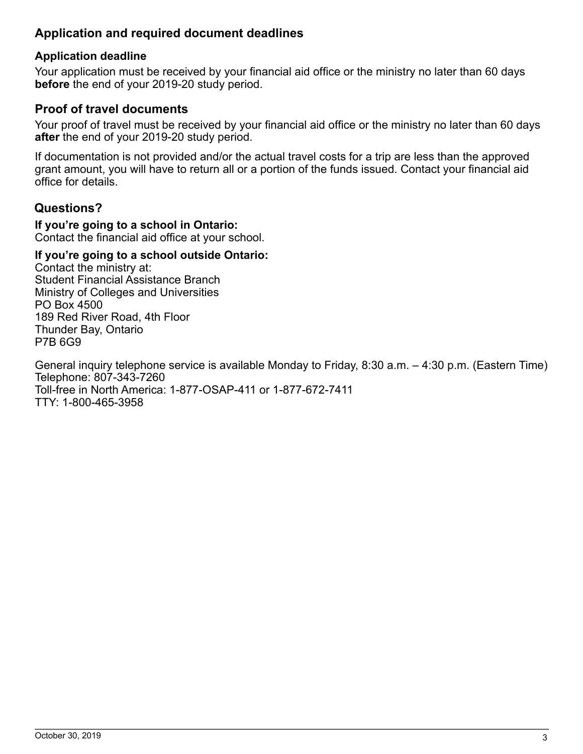## Application and required document deadlines

### Application deadline

Your application must be received by your financial aid office or the ministry no later than 60 days **before** the end of your 2019-20 study period.

## Proof of travel documents

Your proof of travel must be received by your financial aid office or the ministry no later than 60 days **after** the end of your 2019-20 study period.

If documentation is not provided and/or the actual travel costs for a trip are less than the approved grant amount, you will have to return all or a portion of the funds issued. Contact your financial aid office for details.

## Questions?

**If you're going to a school in Ontario:**
Contact the financial aid office at your school.

**If you're going to a school outside Ontario:**
Contact the ministry at:
Student Financial Assistance Branch
Ministry of Colleges and Universities
PO Box 4500
189 Red River Road, 4th Floor
Thunder Bay, Ontario
P7B 6G9

General inquiry telephone service is available Monday to Friday, 8:30 a.m. – 4:30 p.m. (Eastern Time)
Telephone: 807-343-7260
Toll-free in North America: 1-877-OSAP-411 or 1-877-672-7411
TTY: 1-800-465-3958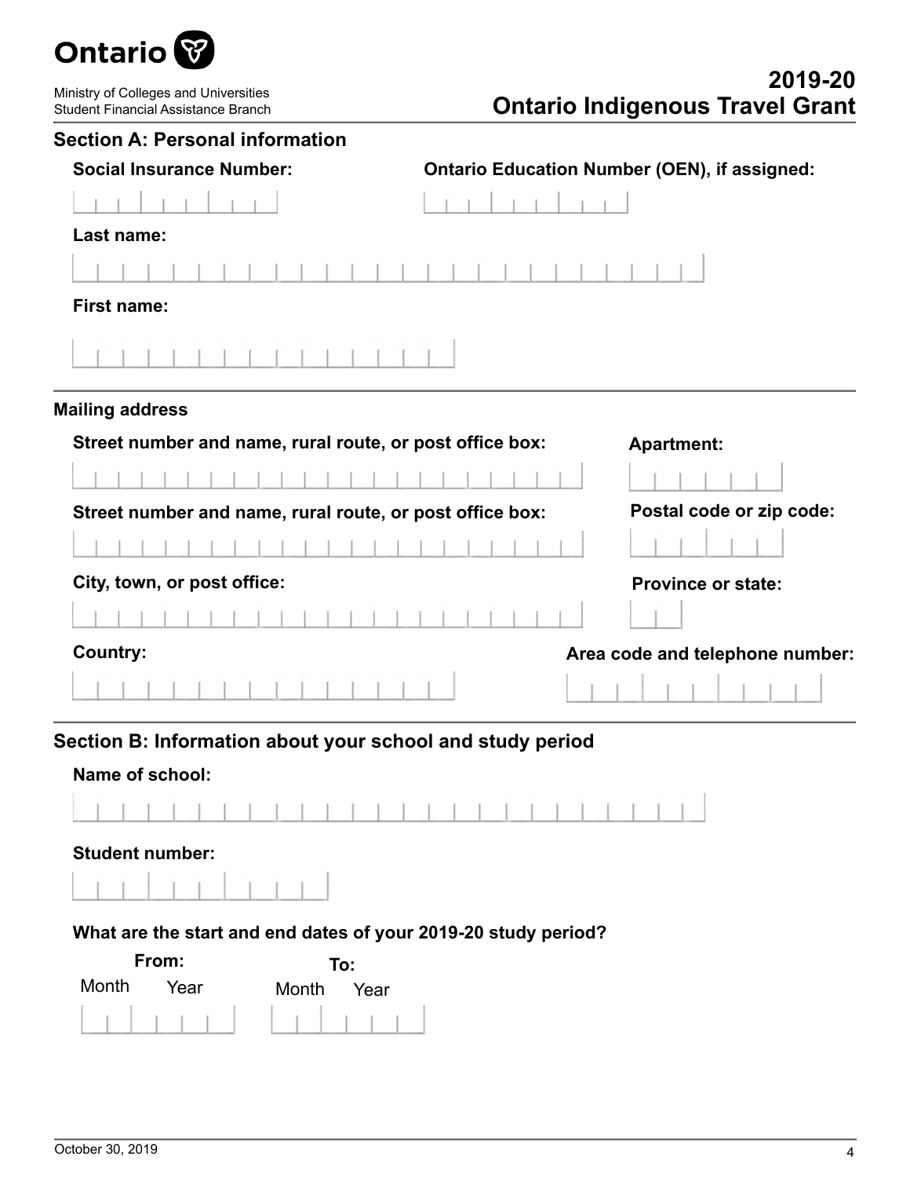Ontario

Ministry of Colleges and Universities
Student Financial Assistance Branch

# 2019-20 Ontario Indigenous Travel Grant

## Section A: Personal information

**Social Insurance Number:**

**Ontario Education Number (OEN), if assigned:**

**Last name:**

**First name:**

### Mailing address

**Street number and name, rural route, or post office box:**

**Apartment:**

**Street number and name, rural route, or post office box:**

**Postal code or zip code:**

**City, town, or post office:**

**Province or state:**

**Country:**

**Area code and telephone number:**

## Section B: Information about your school and study period

**Name of school:**

**Student number:**

**What are the start and end dates of your 2019-20 study period?**

**From:**
Month Year

**To:**
Month Year

October 30, 2019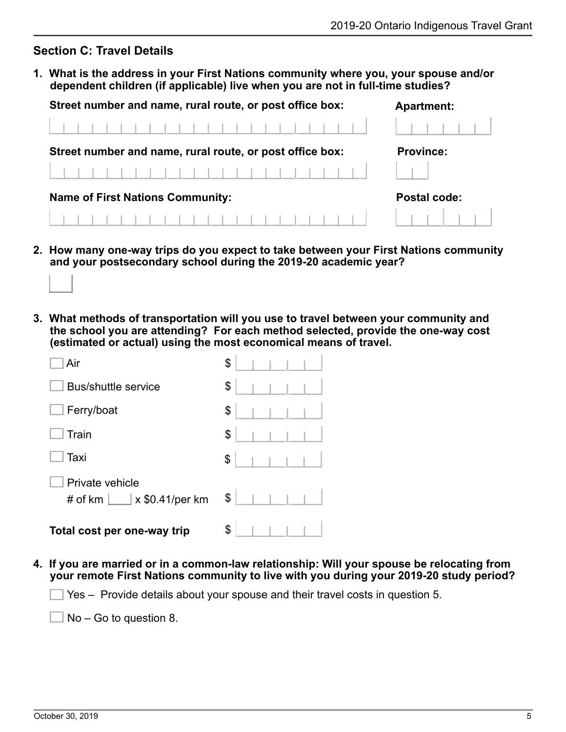## Section C: Travel Details

**1. What is the address in your First Nations community where you, your spouse and/or dependent children (if applicable) live when you are not in full-time studies?**

**Street number and name, rural route, or post office box:**

**Apartment:**

**Street number and name, rural route, or post office box:**

**Province:**

**Name of First Nations Community:**

**Postal code:**

**2. How many one-way trips do you expect to take between your First Nations community and your postsecondary school during the 2019-20 academic year?**

**3. What methods of transportation will you use to travel between your community and the school you are attending? For each method selected, provide the one-way cost (estimated or actual) using the most economical means of travel.**

- ☐ Air $
- ☐ Bus/shuttle service $
- ☐ Ferry/boat $
- ☐ Train $
- ☐ Taxi $
- ☐ Private vehicle
  # of km ____ x $0.41/per km $

**Total cost per one-way trip** $

**4. If you are married or in a common-law relationship: Will your spouse be relocating from your remote First Nations community to live with you during your 2019-20 study period?**

- ☐ Yes – Provide details about your spouse and their travel costs in question 5.
- ☐ No – Go to question 8.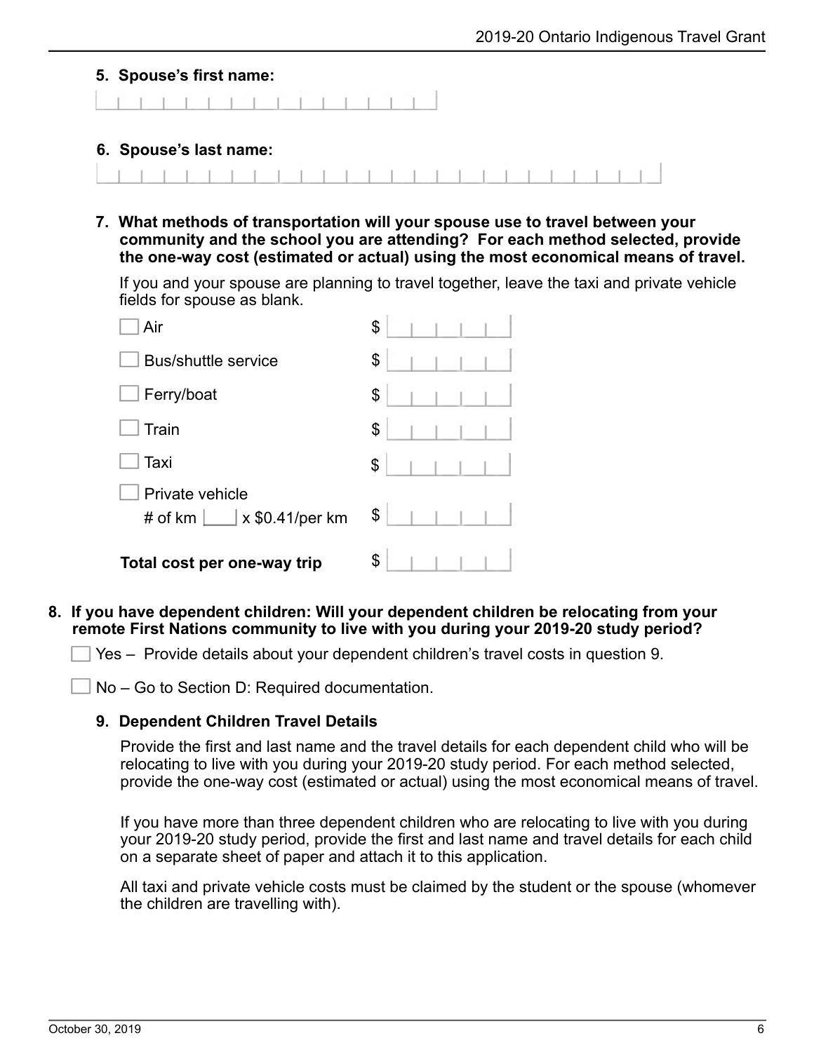**5. Spouse's first name:**

**6. Spouse's last name:**

**7. What methods of transportation will your spouse use to travel between your community and the school you are attending? For each method selected, provide the one-way cost (estimated or actual) using the most economical means of travel.**

If you and your spouse are planning to travel together, leave the taxi and private vehicle fields for spouse as blank.

- ☐ Air $
- ☐ Bus/shuttle service $
- ☐ Ferry/boat $
- ☐ Train $
- ☐ Taxi $
- ☐ Private vehicle
  # of km ___ x $0.41/per km $

**Total cost per one-way trip** $

**8. If you have dependent children: Will your dependent children be relocating from your remote First Nations community to live with you during your 2019-20 study period?**

- ☐ Yes – Provide details about your dependent children's travel costs in question 9.
- ☐ No – Go to Section D: Required documentation.

**9. Dependent Children Travel Details**

Provide the first and last name and the travel details for each dependent child who will be relocating to live with you during your 2019-20 study period. For each method selected, provide the one-way cost (estimated or actual) using the most economical means of travel.

If you have more than three dependent children who are relocating to live with you during your 2019-20 study period, provide the first and last name and travel details for each child on a separate sheet of paper and attach it to this application.

All taxi and private vehicle costs must be claimed by the student or the spouse (whomever the children are travelling with).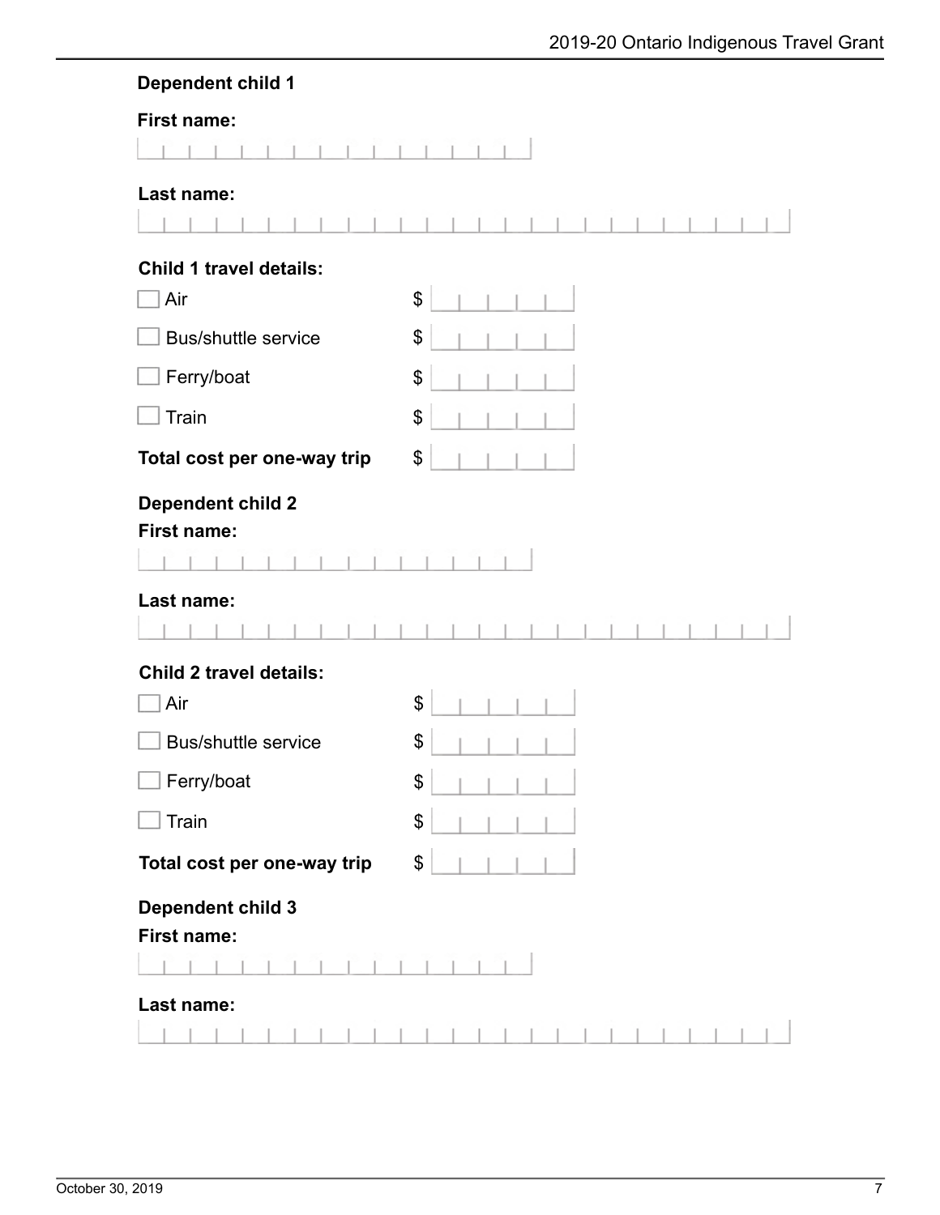**Dependent child 1**

**First name:**

**Last name:**

**Child 1 travel details:**

- ☐ Air $
- ☐ Bus/shuttle service $
- ☐ Ferry/boat $
- ☐ Train $

**Total cost per one-way trip** $

**Dependent child 2**

**First name:**

**Last name:**

**Child 2 travel details:**

- ☐ Air $
- ☐ Bus/shuttle service $
- ☐ Ferry/boat $
- ☐ Train $

**Total cost per one-way trip** $

**Dependent child 3**

**First name:**

**Last name:**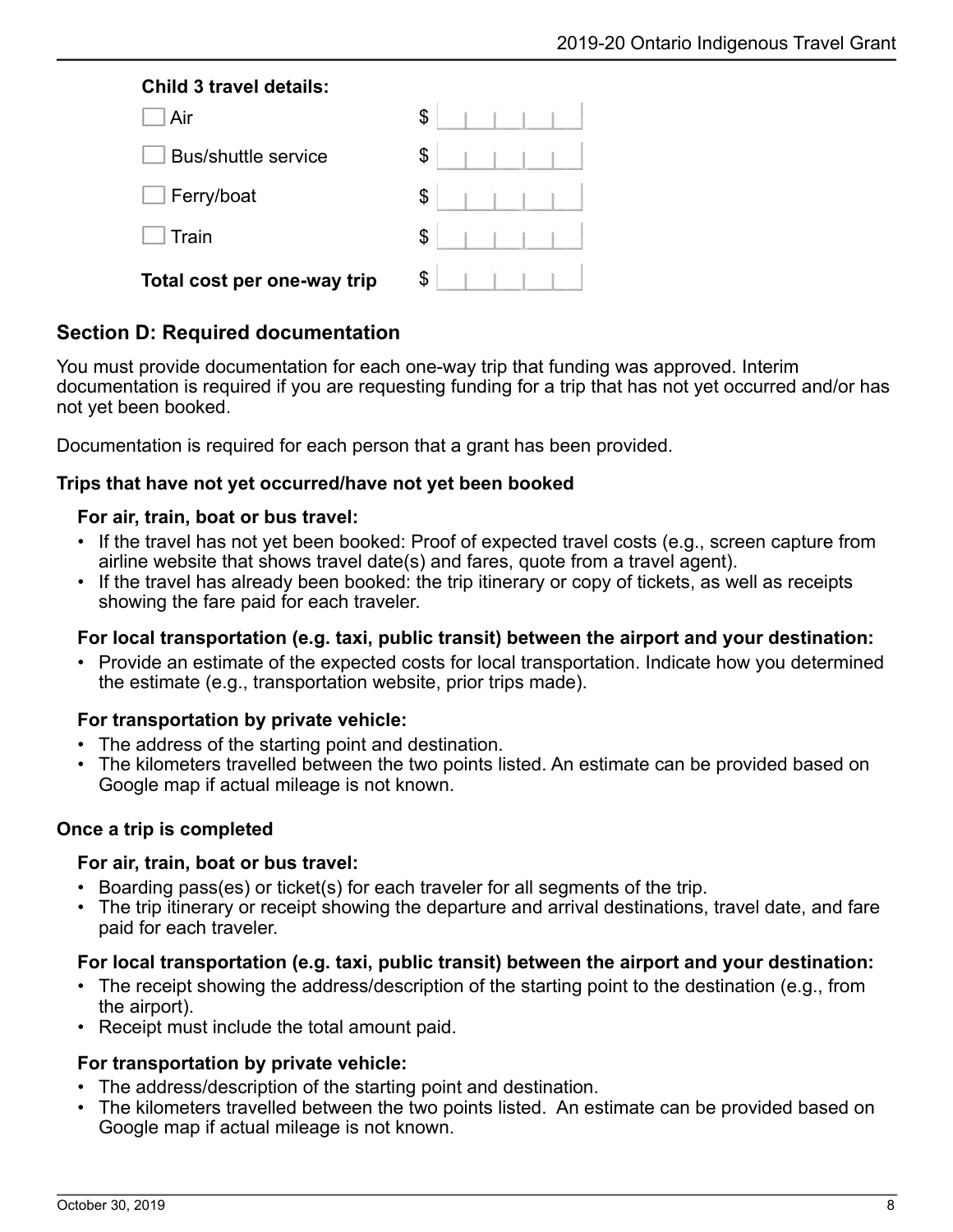**Child 3 travel details:**

- ☐ Air $ \_\_\_\_\_\_
- ☐ Bus/shuttle service $ \_\_\_\_\_\_
- ☐ Ferry/boat $ \_\_\_\_\_\_
- ☐ Train $ \_\_\_\_\_\_

**Total cost per one-way trip** $ \_\_\_\_\_\_

## Section D: Required documentation

You must provide documentation for each one-way trip that funding was approved. Interim documentation is required if you are requesting funding for a trip that has not yet occurred and/or has not yet been booked.

Documentation is required for each person that a grant has been provided.

### Trips that have not yet occurred/have not yet been booked

**For air, train, boat or bus travel:**

- If the travel has not yet been booked: Proof of expected travel costs (e.g., screen capture from airline website that shows travel date(s) and fares, quote from a travel agent).
- If the travel has already been booked: the trip itinerary or copy of tickets, as well as receipts showing the fare paid for each traveler.

**For local transportation (e.g. taxi, public transit) between the airport and your destination:**

- Provide an estimate of the expected costs for local transportation. Indicate how you determined the estimate (e.g., transportation website, prior trips made).

**For transportation by private vehicle:**

- The address of the starting point and destination.
- The kilometers travelled between the two points listed. An estimate can be provided based on Google map if actual mileage is not known.

### Once a trip is completed

**For air, train, boat or bus travel:**

- Boarding pass(es) or ticket(s) for each traveler for all segments of the trip.
- The trip itinerary or receipt showing the departure and arrival destinations, travel date, and fare paid for each traveler.

**For local transportation (e.g. taxi, public transit) between the airport and your destination:**

- The receipt showing the address/description of the starting point to the destination (e.g., from the airport).
- Receipt must include the total amount paid.

**For transportation by private vehicle:**

- The address/description of the starting point and destination.
- The kilometers travelled between the two points listed. An estimate can be provided based on Google map if actual mileage is not known.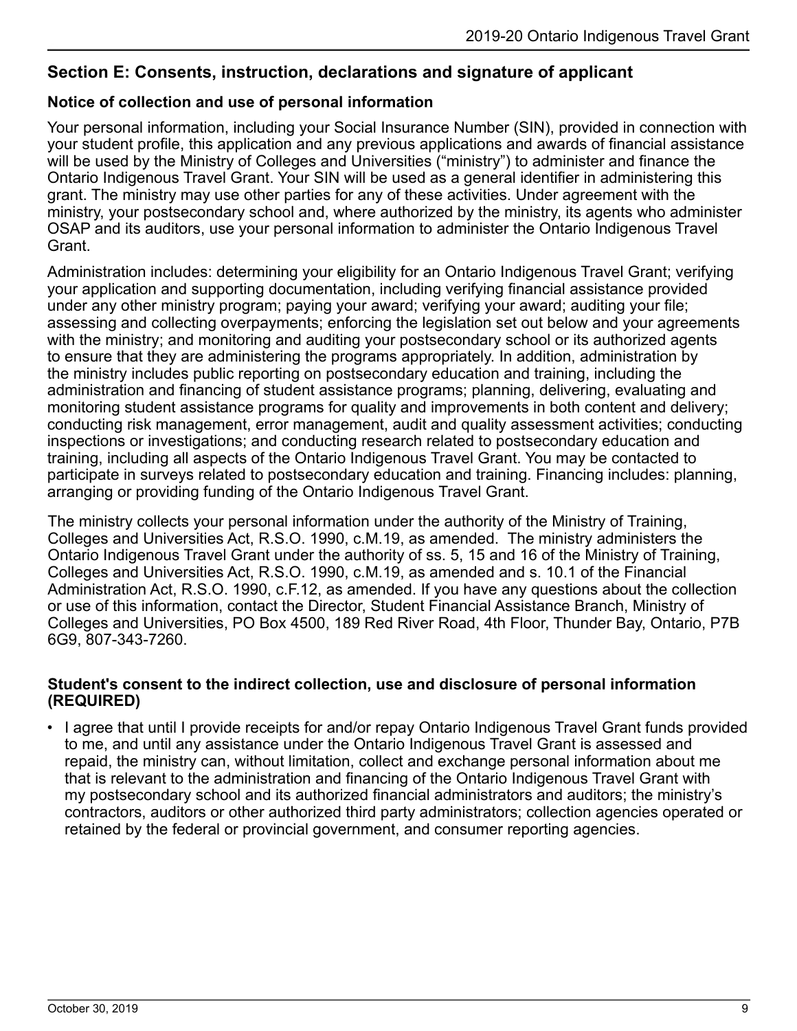## Section E: Consents, instruction, declarations and signature of applicant

### Notice of collection and use of personal information

Your personal information, including your Social Insurance Number (SIN), provided in connection with your student profile, this application and any previous applications and awards of financial assistance will be used by the Ministry of Colleges and Universities (“ministry”) to administer and finance the Ontario Indigenous Travel Grant. Your SIN will be used as a general identifier in administering this grant. The ministry may use other parties for any of these activities. Under agreement with the ministry, your postsecondary school and, where authorized by the ministry, its agents who administer OSAP and its auditors, use your personal information to administer the Ontario Indigenous Travel Grant.

Administration includes: determining your eligibility for an Ontario Indigenous Travel Grant; verifying your application and supporting documentation, including verifying financial assistance provided under any other ministry program; paying your award; verifying your award; auditing your file; assessing and collecting overpayments; enforcing the legislation set out below and your agreements with the ministry; and monitoring and auditing your postsecondary school or its authorized agents to ensure that they are administering the programs appropriately. In addition, administration by the ministry includes public reporting on postsecondary education and training, including the administration and financing of student assistance programs; planning, delivering, evaluating and monitoring student assistance programs for quality and improvements in both content and delivery; conducting risk management, error management, audit and quality assessment activities; conducting inspections or investigations; and conducting research related to postsecondary education and training, including all aspects of the Ontario Indigenous Travel Grant. You may be contacted to participate in surveys related to postsecondary education and training. Financing includes: planning, arranging or providing funding of the Ontario Indigenous Travel Grant.

The ministry collects your personal information under the authority of the Ministry of Training, Colleges and Universities Act, R.S.O. 1990, c.M.19, as amended. The ministry administers the Ontario Indigenous Travel Grant under the authority of ss. 5, 15 and 16 of the Ministry of Training, Colleges and Universities Act, R.S.O. 1990, c.M.19, as amended and s. 10.1 of the Financial Administration Act, R.S.O. 1990, c.F.12, as amended. If you have any questions about the collection or use of this information, contact the Director, Student Financial Assistance Branch, Ministry of Colleges and Universities, PO Box 4500, 189 Red River Road, 4th Floor, Thunder Bay, Ontario, P7B 6G9, 807-343-7260.

### Student's consent to the indirect collection, use and disclosure of personal information (REQUIRED)

- I agree that until I provide receipts for and/or repay Ontario Indigenous Travel Grant funds provided to me, and until any assistance under the Ontario Indigenous Travel Grant is assessed and repaid, the ministry can, without limitation, collect and exchange personal information about me that is relevant to the administration and financing of the Ontario Indigenous Travel Grant with my postsecondary school and its authorized financial administrators and auditors; the ministry’s contractors, auditors or other authorized third party administrators; collection agencies operated or retained by the federal or provincial government, and consumer reporting agencies.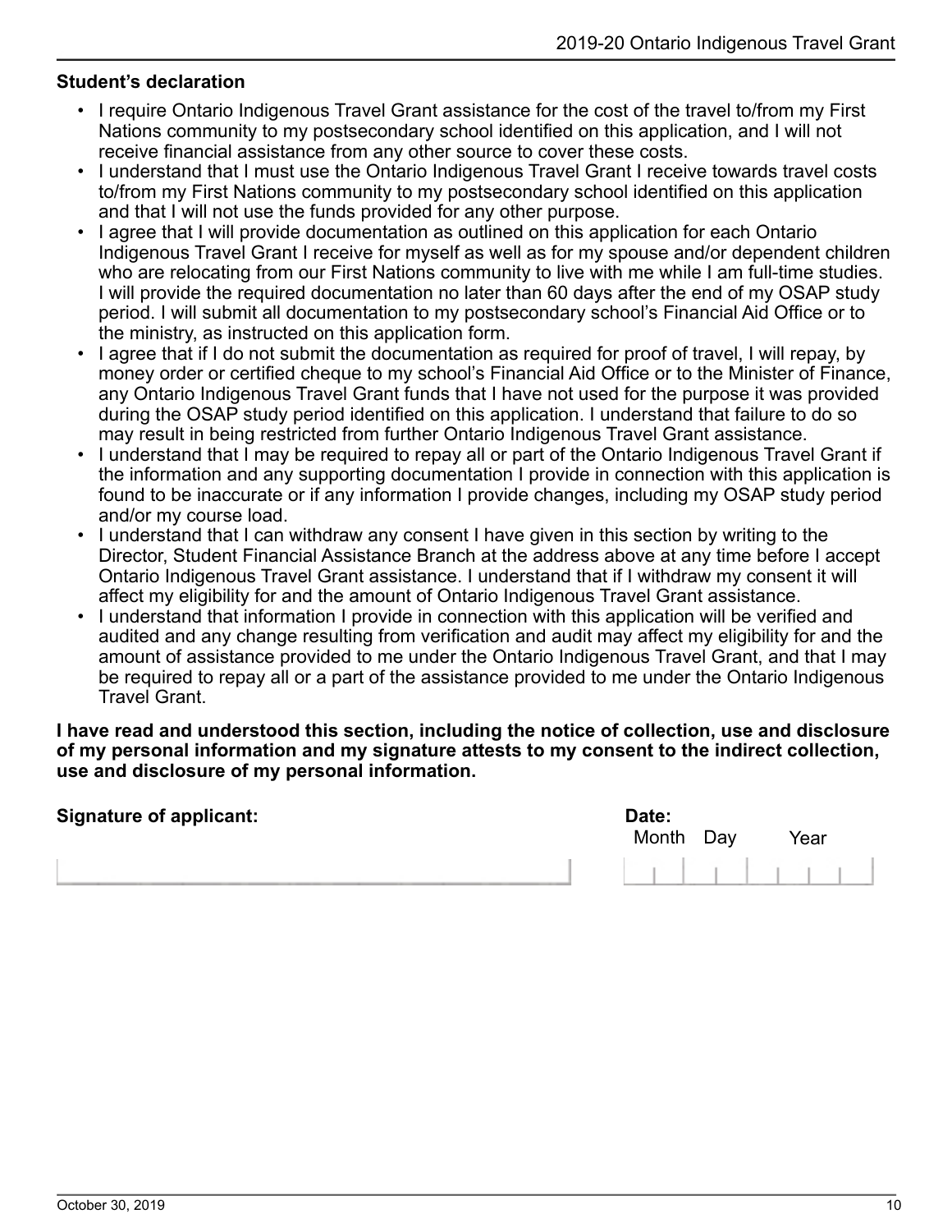**Student's declaration**

- I require Ontario Indigenous Travel Grant assistance for the cost of the travel to/from my First Nations community to my postsecondary school identified on this application, and I will not receive financial assistance from any other source to cover these costs.
- I understand that I must use the Ontario Indigenous Travel Grant I receive towards travel costs to/from my First Nations community to my postsecondary school identified on this application and that I will not use the funds provided for any other purpose.
- I agree that I will provide documentation as outlined on this application for each Ontario Indigenous Travel Grant I receive for myself as well as for my spouse and/or dependent children who are relocating from our First Nations community to live with me while I am full-time studies. I will provide the required documentation no later than 60 days after the end of my OSAP study period. I will submit all documentation to my postsecondary school's Financial Aid Office or to the ministry, as instructed on this application form.
- I agree that if I do not submit the documentation as required for proof of travel, I will repay, by money order or certified cheque to my school's Financial Aid Office or to the Minister of Finance, any Ontario Indigenous Travel Grant funds that I have not used for the purpose it was provided during the OSAP study period identified on this application. I understand that failure to do so may result in being restricted from further Ontario Indigenous Travel Grant assistance.
- I understand that I may be required to repay all or part of the Ontario Indigenous Travel Grant if the information and any supporting documentation I provide in connection with this application is found to be inaccurate or if any information I provide changes, including my OSAP study period and/or my course load.
- I understand that I can withdraw any consent I have given in this section by writing to the Director, Student Financial Assistance Branch at the address above at any time before I accept Ontario Indigenous Travel Grant assistance. I understand that if I withdraw my consent it will affect my eligibility for and the amount of Ontario Indigenous Travel Grant assistance.
- I understand that information I provide in connection with this application will be verified and audited and any change resulting from verification and audit may affect my eligibility for and the amount of assistance provided to me under the Ontario Indigenous Travel Grant, and that I may be required to repay all or a part of the assistance provided to me under the Ontario Indigenous Travel Grant.

**I have read and understood this section, including the notice of collection, use and disclosure of my personal information and my signature attests to my consent to the indirect collection, use and disclosure of my personal information.**

**Signature of applicant:**

**Date:** Month Day Year